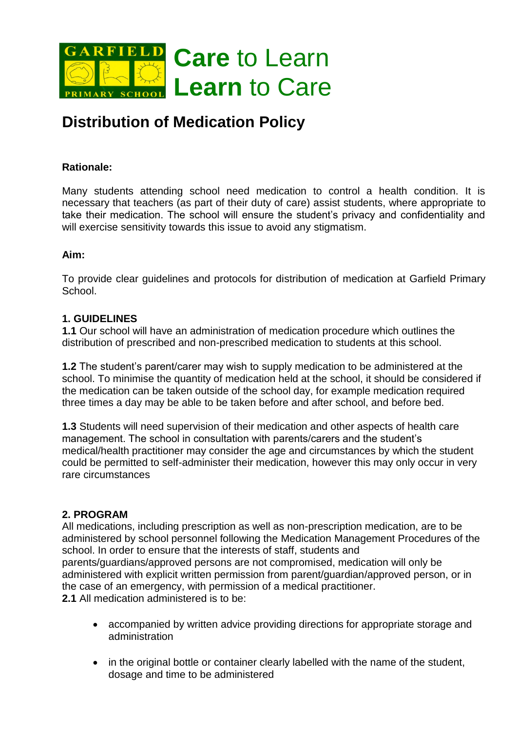GARFIELD PRIMARY SCHOOL

**Care** to Learn
**Learn** to Care

# Distribution of Medication Policy

**Rationale:**

Many students attending school need medication to control a health condition. It is necessary that teachers (as part of their duty of care) assist students, where appropriate to take their medication. The school will ensure the student's privacy and confidentiality and will exercise sensitivity towards this issue to avoid any stigmatism.

**Aim:**

To provide clear guidelines and protocols for distribution of medication at Garfield Primary School.

**1. GUIDELINES**

**1.1** Our school will have an administration of medication procedure which outlines the distribution of prescribed and non-prescribed medication to students at this school.

**1.2** The student's parent/carer may wish to supply medication to be administered at the school. To minimise the quantity of medication held at the school, it should be considered if the medication can be taken outside of the school day, for example medication required three times a day may be able to be taken before and after school, and before bed.

**1.3** Students will need supervision of their medication and other aspects of health care management. The school in consultation with parents/carers and the student's medical/health practitioner may consider the age and circumstances by which the student could be permitted to self-administer their medication, however this may only occur in very rare circumstances

**2. PROGRAM**

All medications, including prescription as well as non-prescription medication, are to be administered by school personnel following the Medication Management Procedures of the school. In order to ensure that the interests of staff, students and parents/guardians/approved persons are not compromised, medication will only be administered with explicit written permission from parent/guardian/approved person, or in the case of an emergency, with permission of a medical practitioner.

**2.1** All medication administered is to be:

- accompanied by written advice providing directions for appropriate storage and administration
- in the original bottle or container clearly labelled with the name of the student, dosage and time to be administered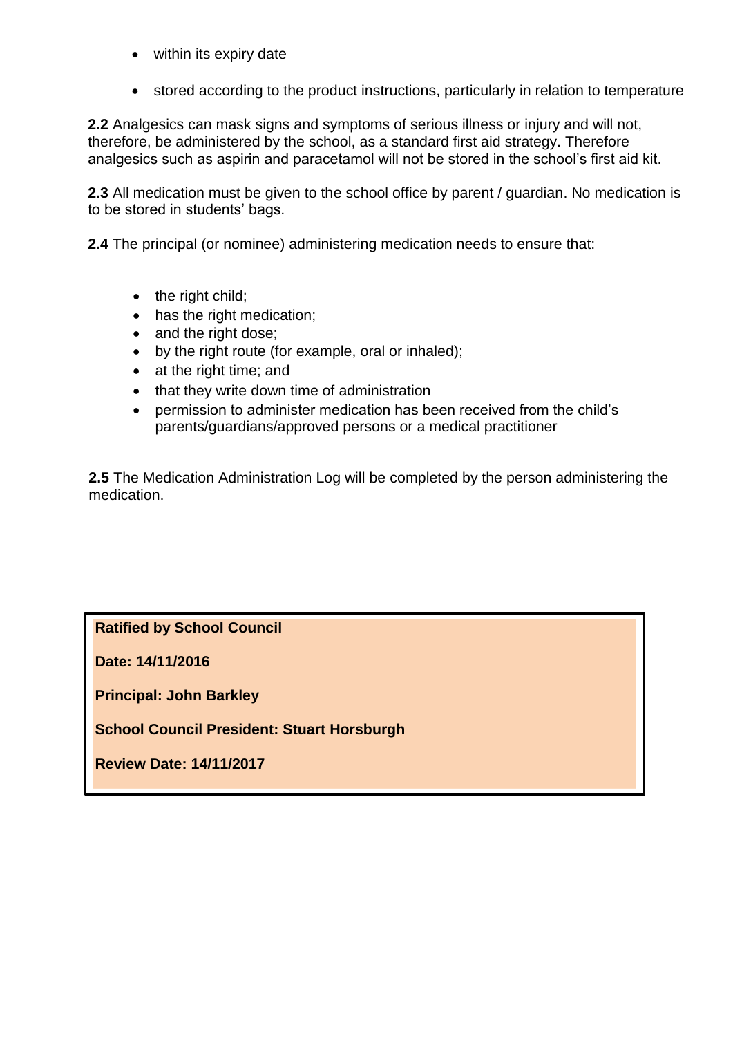- within its expiry date
- stored according to the product instructions, particularly in relation to temperature

**2.2** Analgesics can mask signs and symptoms of serious illness or injury and will not, therefore, be administered by the school, as a standard first aid strategy. Therefore analgesics such as aspirin and paracetamol will not be stored in the school's first aid kit.

**2.3** All medication must be given to the school office by parent / guardian. No medication is to be stored in students' bags.

**2.4** The principal (or nominee) administering medication needs to ensure that:

- the right child;
- has the right medication;
- and the right dose;
- by the right route (for example, oral or inhaled);
- at the right time; and
- that they write down time of administration
- permission to administer medication has been received from the child's parents/guardians/approved persons or a medical practitioner

**2.5** The Medication Administration Log will be completed by the person administering the medication.

**Ratified by School Council**

**Date: 14/11/2016**

**Principal: John Barkley**

**School Council President: Stuart Horsburgh**

**Review Date: 14/11/2017**